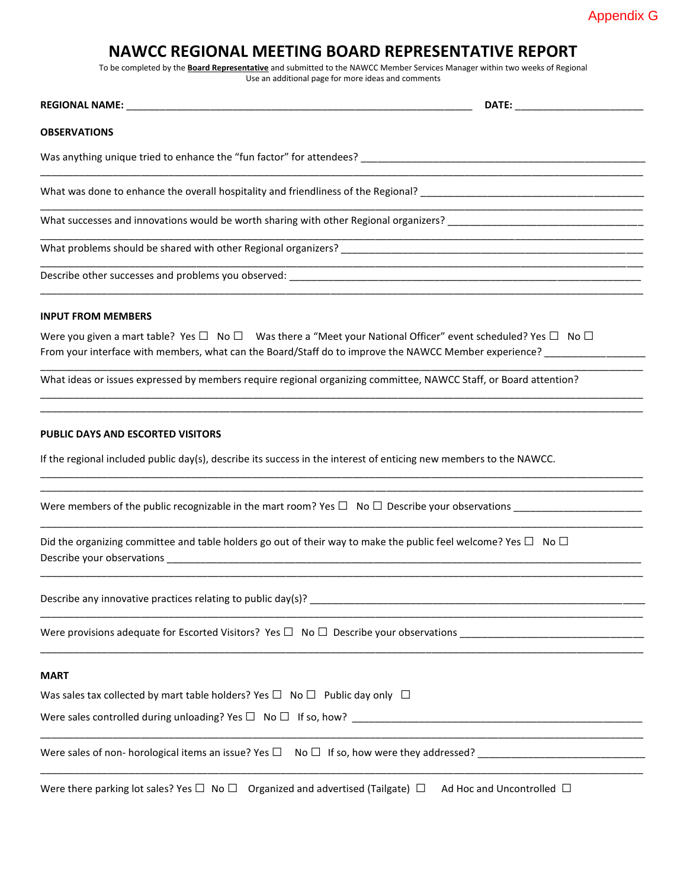Appendix G

# NAWCC REGIONAL MEETING BOARD REPRESENTATIVE REPORT

To be completed by the **Board Representative** and submitted to the NAWCC Member Services Manager within two weeks of Regional
Use an additional page for more ideas and comments

**REGIONAL NAME:** ______________________________ **DATE:** ______________

**OBSERVATIONS**

Was anything unique tried to enhance the "fun factor" for attendees? ______________________________
__________________________________________________________________

What was done to enhance the overall hospitality and friendliness of the Regional? ______________________________
__________________________________________________________________

What successes and innovations would be worth sharing with other Regional organizers? ______________________________
__________________________________________________________________

What problems should be shared with other Regional organizers? ______________________________
__________________________________________________________________

Describe other successes and problems you observed: ______________________________
__________________________________________________________________

**INPUT FROM MEMBERS**

Were you given a mart table? Yes ☐ No ☐ Was there a "Meet your National Officer" event scheduled? Yes ☐ No ☐
From your interface with members, what can the Board/Staff do to improve the NAWCC Member experience? ______________
__________________________________________________________________

What ideas or issues expressed by members require regional organizing committee, NAWCC Staff, or Board attention?
__________________________________________________________________
__________________________________________________________________

**PUBLIC DAYS AND ESCORTED VISITORS**

If the regional included public day(s), describe its success in the interest of enticing new members to the NAWCC.
__________________________________________________________________
__________________________________________________________________

Were members of the public recognizable in the mart room? Yes ☐ No ☐ Describe your observations ______________
__________________________________________________________________

Did the organizing committee and table holders go out of their way to make the public feel welcome? Yes ☐ No ☐
Describe your observations ______________________________
__________________________________________________________________

Describe any innovative practices relating to public day(s)? ______________________________
__________________________________________________________________

Were provisions adequate for Escorted Visitors? Yes ☐ No ☐ Describe your observations ______________
__________________________________________________________________

**MART**

Was sales tax collected by mart table holders? Yes ☐ No ☐ Public day only ☐

Were sales controlled during unloading? Yes ☐ No ☐ If so, how? ______________________________
__________________________________________________________________

Were sales of non- horological items an issue? Yes ☐ No ☐ If so, how were they addressed? ______________
__________________________________________________________________

Were there parking lot sales? Yes ☐ No ☐ Organized and advertised (Tailgate) ☐ Ad Hoc and Uncontrolled ☐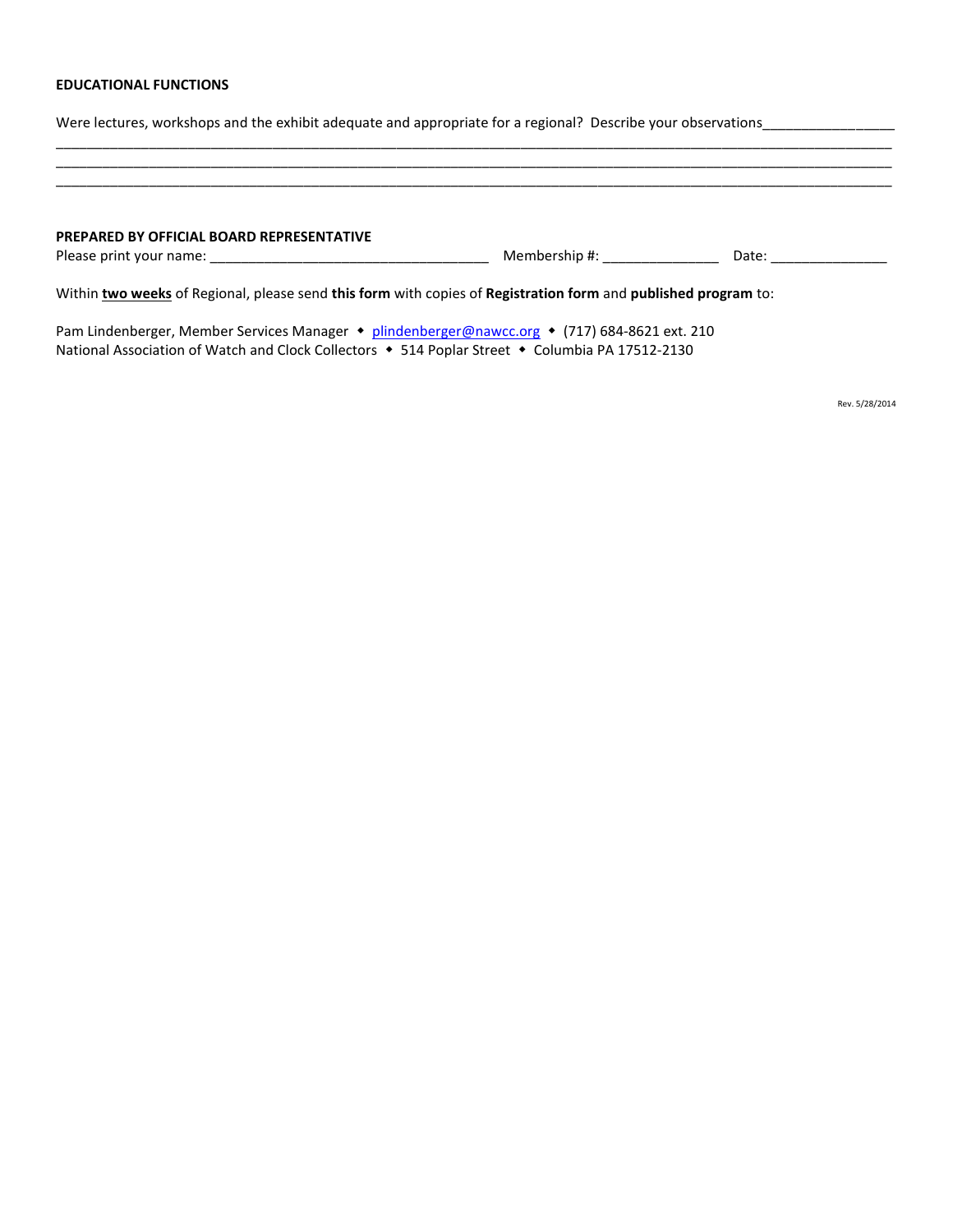**EDUCATIONAL FUNCTIONS**

Were lectures, workshops and the exhibit adequate and appropriate for a regional? Describe your observations_________________
______________________________________________________________________________________________________________
______________________________________________________________________________________________________________
______________________________________________________________________________________________________________

**PREPARED BY OFFICIAL BOARD REPRESENTATIVE**

Please print your name: ___________________________________ Membership #: _______________ Date: _______________

Within **two weeks** of Regional, please send **this form** with copies of **Registration form** and **published program** to:

Pam Lindenberger, Member Services Manager ◆ plindenberger@nawcc.org ◆ (717) 684-8621 ext. 210
National Association of Watch and Clock Collectors ◆ 514 Poplar Street ◆ Columbia PA 17512-2130

Rev. 5/28/2014